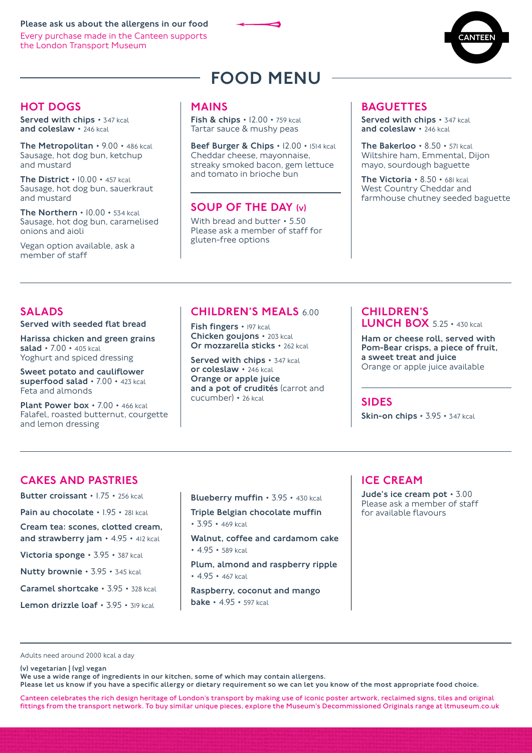**Please ask us about the allergens in our food**

Every purchase made in the Canteen supports the London Transport Museum

CANTEEN

# FOOD MENU

## HOT DOGS

**Served with chips** • 347 kcal
**and coleslaw** • 246 kcal

**The Metropolitan** • 9.00 • 486 kcal
Sausage, hot dog bun, ketchup and mustard

**The District** • 10.00 • 457 kcal
Sausage, hot dog bun, sauerkraut and mustard

**The Northern** • 10.00 • 534 kcal
Sausage, hot dog bun, caramelised onions and aioli

Vegan option available, ask a member of staff

## MAINS

**Fish & chips** • 12.00 • 759 kcal
Tartar sauce & mushy peas

**Beef Burger & Chips** • 12.00 • 1514 kcal
Cheddar cheese, mayonnaise, streaky smoked bacon, gem lettuce and tomato in brioche bun

## SOUP OF THE DAY (v)

With bread and butter • 5.50
Please ask a member of staff for gluten-free options

## BAGUETTES

**Served with chips** • 347 kcal
**and coleslaw** • 246 kcal

**The Bakerloo** • 8.50 • 571 kcal
Wiltshire ham, Emmental, Dijon mayo, sourdough baguette

**The Victoria** • 8.50 • 681 kcal
West Country Cheddar and farmhouse chutney seeded baguette

## SALADS

**Served with seeded flat bread**

**Harissa chicken and green grains salad** • 7.00 • 405 kcal
Yoghurt and spiced dressing

**Sweet potato and cauliflower superfood salad** • 7.00 • 423 kcal
Feta and almonds

**Plant Power box** • 7.00 • 466 kcal
Falafel, roasted butternut, courgette and lemon dressing

## CHILDREN'S MEALS 6.00

**Fish fingers** • 197 kcal
**Chicken goujons** • 203 kcal
**Or mozzarella sticks** • 262 kcal

**Served with chips** • 347 kcal
**or coleslaw** • 246 kcal
**Orange or apple juice**
**and a pot of crudités** (carrot and cucumber) • 26 kcal

## CHILDREN'S LUNCH BOX 5.25 • 430 kcal

**Ham or cheese roll, served with Pom-Bear crisps, a piece of fruit, a sweet treat and juice**
Orange or apple juice available

## SIDES

**Skin-on chips** • 3.95 • 347 kcal

## CAKES AND PASTRIES

**Butter croissant** • 1.75 • 256 kcal

**Pain au chocolate** • 1.95 • 281 kcal

**Cream tea: scones, clotted cream, and strawberry jam** • 4.95 • 412 kcal

**Victoria sponge** • 3.95 • 387 kcal

**Nutty brownie** • 3.95 • 345 kcal

**Caramel shortcake** • 3.95 • 328 kcal

**Lemon drizzle loaf** • 3.95 • 319 kcal

**Blueberry muffin** • 3.95 • 430 kcal

**Triple Belgian chocolate muffin** • 3.95 • 469 kcal

**Walnut, coffee and cardamom cake** • 4.95 • 589 kcal

**Plum, almond and raspberry ripple** • 4.95 • 467 kcal

**Raspberry, coconut and mango bake** • 4.95 • 597 kcal

## ICE CREAM

**Jude's ice cream pot** • 3.00
Please ask a member of staff for available flavours

Adults need around 2000 kcal a day

**(v) vegetarian | (vg) vegan**
**We use a wide range of ingredients in our kitchen, some of which may contain allergens.**
**Please let us know if you have a specific allergy or dietary requirement so we can let you know of the most appropriate food choice.**

Canteen celebrates the rich design heritage of London's transport by making use of iconic poster artwork, reclaimed signs, tiles and original fittings from the transport network. To buy similar unique pieces, explore the Museum's Decommissioned Originals range at ltmuseum.co.uk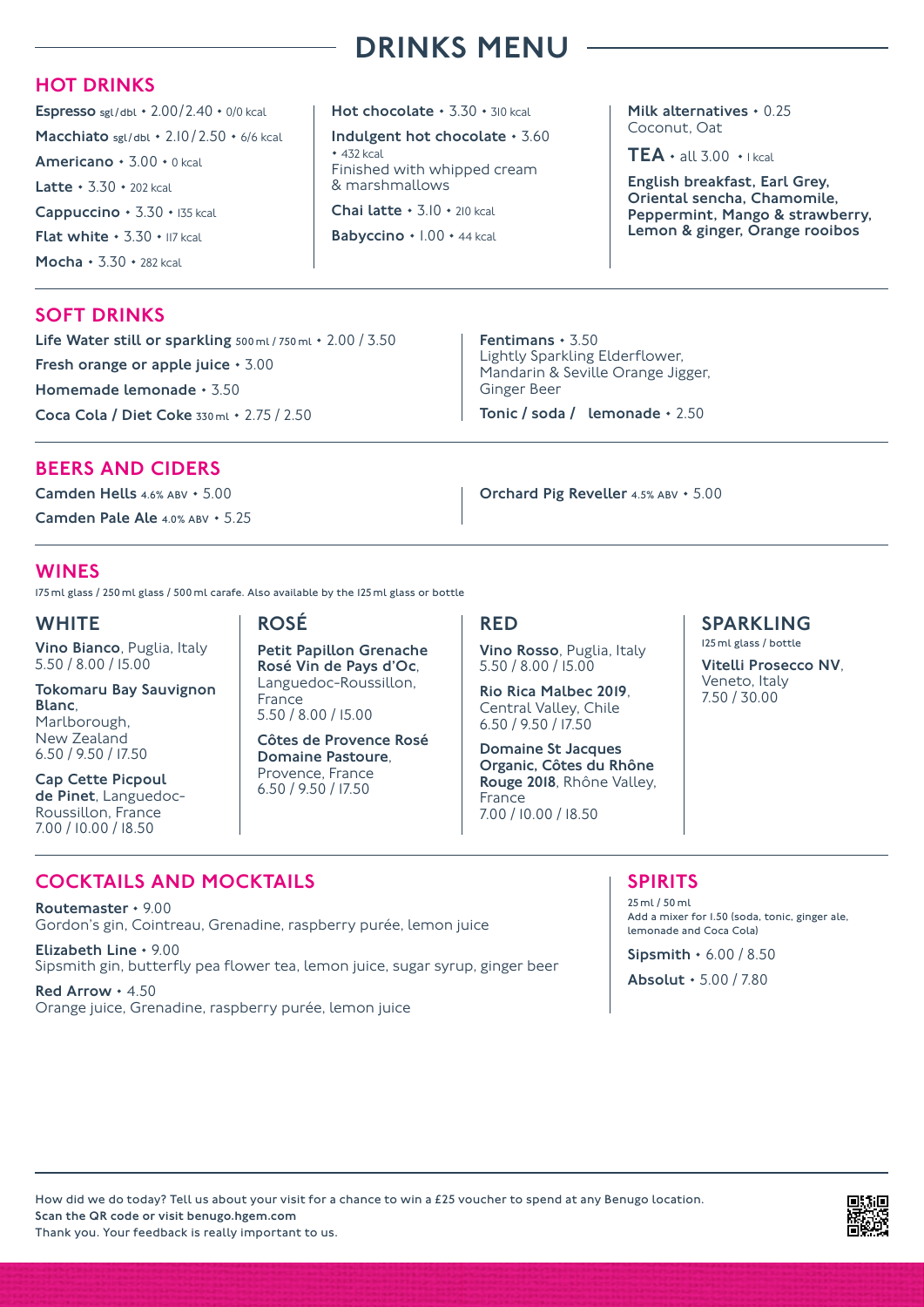# DRINKS MENU

## HOT DRINKS

**Espresso** sgl/dbl • 2.00/2.40 • 0/0 kcal

**Macchiato** sgl/dbl • 2.10/2.50 • 6/6 kcal

**Americano** • 3.00 • 0 kcal

**Latte** • 3.30 • 202 kcal

**Cappuccino** • 3.30 • 135 kcal

**Flat white** • 3.30 • 117 kcal

**Mocha** • 3.30 • 282 kcal

**Hot chocolate** • 3.30 • 310 kcal

**Indulgent hot chocolate** • 3.60 • 432 kcal
Finished with whipped cream & marshmallows

**Chai latte** • 3.10 • 210 kcal

**Babyccino** • 1.00 • 44 kcal

**Milk alternatives** • 0.25
Coconut, Oat

**TEA** • all 3.00 • 1 kcal

**English breakfast, Earl Grey, Oriental sencha, Chamomile, Peppermint, Mango & strawberry, Lemon & ginger, Orange rooibos**

## SOFT DRINKS

**Life Water still or sparkling** 500 ml / 750 ml • 2.00 / 3.50

**Fresh orange or apple juice** • 3.00

**Homemade lemonade** • 3.50

**Coca Cola / Diet Coke** 330 ml • 2.75 / 2.50

**Fentimans** • 3.50
Lightly Sparkling Elderflower, Mandarin & Seville Orange Jigger, Ginger Beer

**Tonic / soda / lemonade** • 2.50

## BEERS AND CIDERS

**Camden Hells** 4.6% ABV • 5.00

**Camden Pale Ale** 4.0% ABV • 5.25

**Orchard Pig Reveller** 4.5% ABV • 5.00

## WINES

175 ml glass / 250 ml glass / 500 ml carafe. Also available by the 125 ml glass or bottle

### WHITE

**Vino Bianco**, Puglia, Italy
5.50 / 8.00 / 15.00

**Tokomaru Bay Sauvignon Blanc**, Marlborough, New Zealand
6.50 / 9.50 / 17.50

**Cap Cette Picpoul de Pinet**, Languedoc-Roussillon, France
7.00 / 10.00 / 18.50

### ROSÉ

**Petit Papillon Grenache Rosé Vin de Pays d'Oc**, Languedoc-Roussillon, France
5.50 / 8.00 / 15.00

**Côtes de Provence Rosé Domaine Pastoure**, Provence, France
6.50 / 9.50 / 17.50

### RED

**Vino Rosso**, Puglia, Italy
5.50 / 8.00 / 15.00

**Rio Rica Malbec 2019**, Central Valley, Chile
6.50 / 9.50 / 17.50

**Domaine St Jacques Organic, Côtes du Rhône Rouge 2018**, Rhône Valley, France
7.00 / 10.00 / 18.50

### SPARKLING

125 ml glass / bottle

**Vitelli Prosecco NV**, Veneto, Italy
7.50 / 30.00

## COCKTAILS AND MOCKTAILS

**Routemaster** • 9.00
Gordon's gin, Cointreau, Grenadine, raspberry purée, lemon juice

**Elizabeth Line** • 9.00
Sipsmith gin, butterfly pea flower tea, lemon juice, sugar syrup, ginger beer

**Red Arrow** • 4.50
Orange juice, Grenadine, raspberry purée, lemon juice

## SPIRITS

25 ml / 50 ml
Add a mixer for 1.50 (soda, tonic, ginger ale, lemonade and Coca Cola)

**Sipsmith** • 6.00 / 8.50

**Absolut** • 5.00 / 7.80

How did we do today? Tell us about your visit for a chance to win a £25 voucher to spend at any Benugo location.
**Scan the QR code or visit benugo.hgem.com**
Thank you. Your feedback is really important to us.